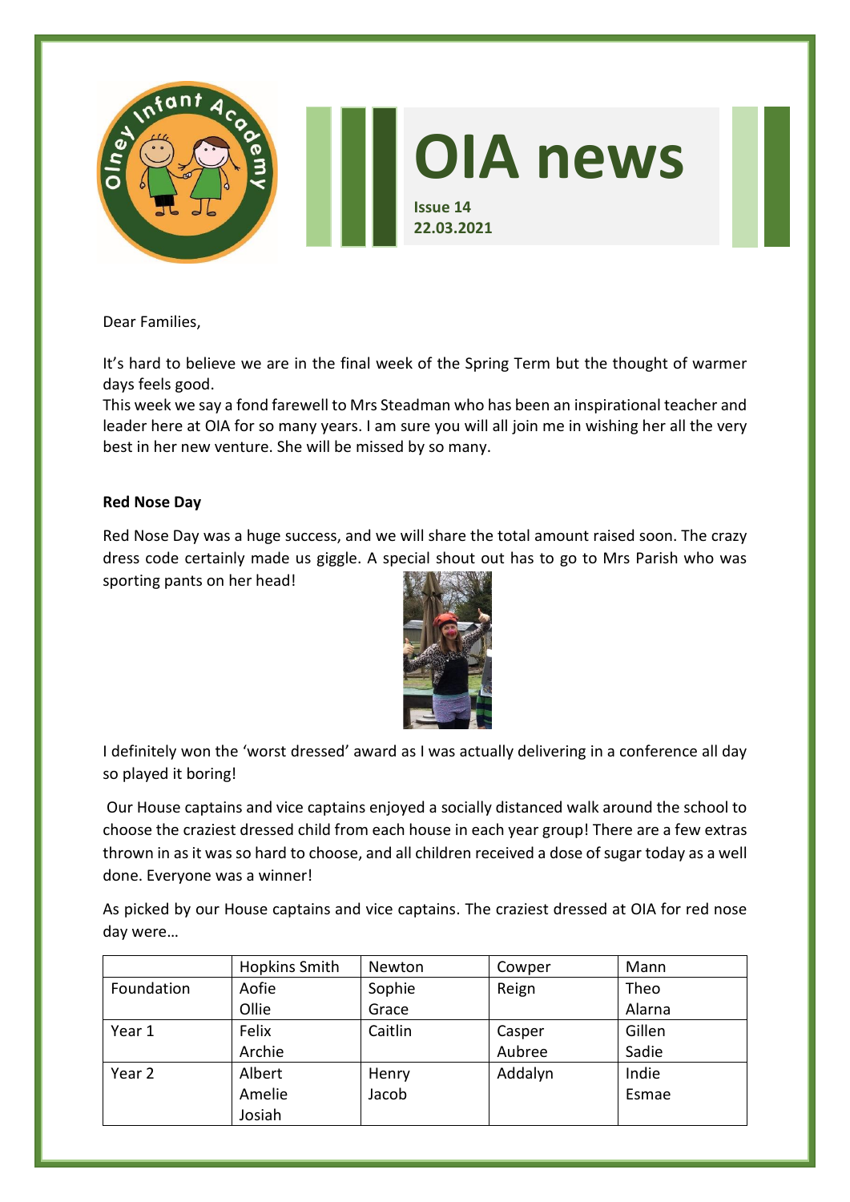# OIA news

**Issue 14**
**22.03.2021**

Dear Families,

It's hard to believe we are in the final week of the Spring Term but the thought of warmer days feels good.
This week we say a fond farewell to Mrs Steadman who has been an inspirational teacher and leader here at OIA for so many years. I am sure you will all join me in wishing her all the very best in her new venture. She will be missed by so many.

**Red Nose Day**

Red Nose Day was a huge success, and we will share the total amount raised soon. The crazy dress code certainly made us giggle. A special shout out has to go to Mrs Parish who was sporting pants on her head!

I definitely won the 'worst dressed' award as I was actually delivering in a conference all day so played it boring!

Our House captains and vice captains enjoyed a socially distanced walk around the school to choose the craziest dressed child from each house in each year group! There are a few extras thrown in as it was so hard to choose, and all children received a dose of sugar today as a well done. Everyone was a winner!

As picked by our House captains and vice captains. The craziest dressed at OIA for red nose day were…

| | Hopkins Smith | Newton | Cowper | Mann |
|---|---|---|---|---|
| Foundation | Aofie<br>Ollie | Sophie<br>Grace | Reign | Theo<br>Alarna |
| Year 1 | Felix<br>Archie | Caitlin | Casper<br>Aubree | Gillen<br>Sadie |
| Year 2 | Albert<br>Amelie<br>Josiah | Henry<br>Jacob | Addalyn | Indie<br>Esmae |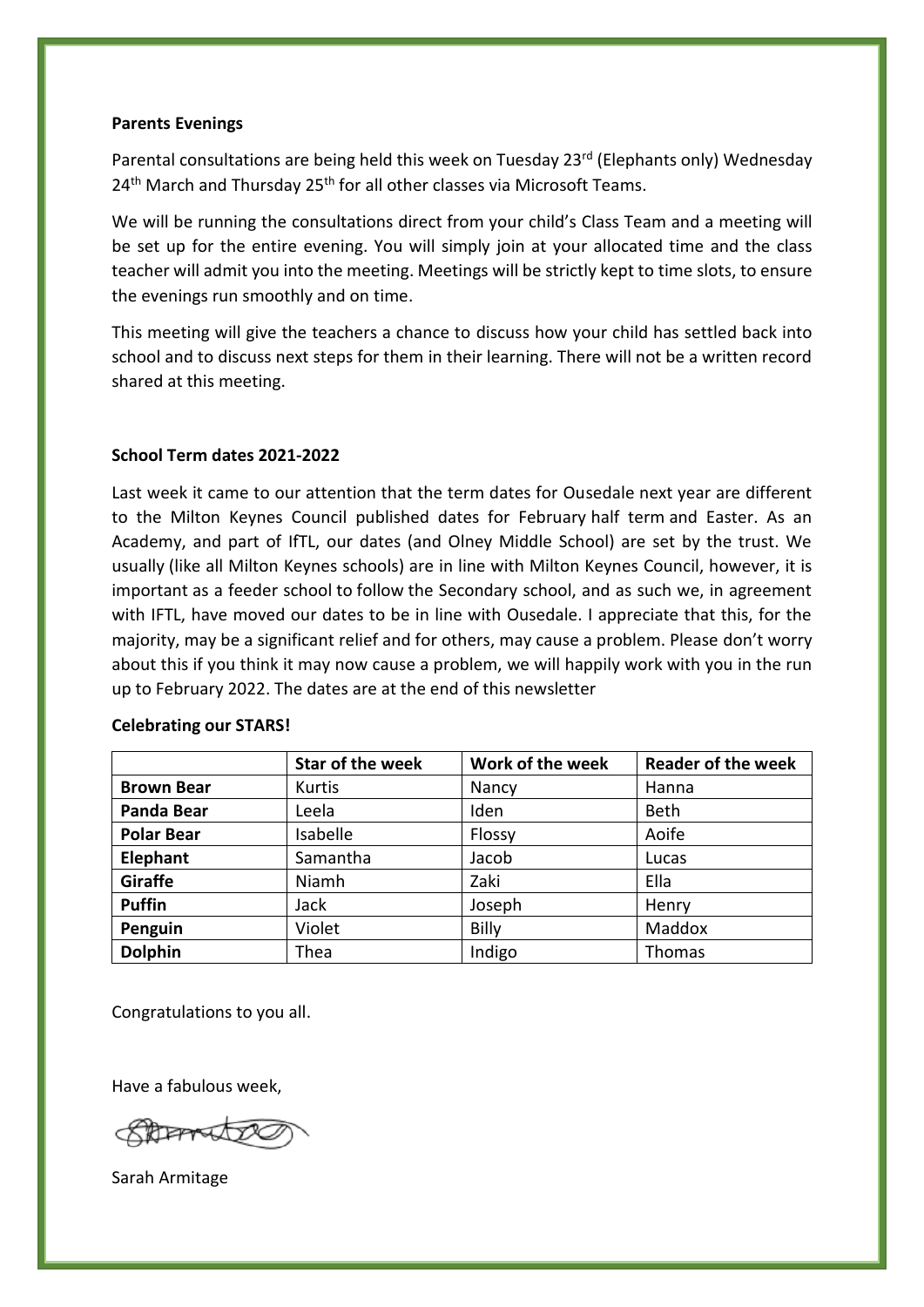**Parents Evenings**

Parental consultations are being held this week on Tuesday 23rd (Elephants only) Wednesday 24th March and Thursday 25th for all other classes via Microsoft Teams.

We will be running the consultations direct from your child's Class Team and a meeting will be set up for the entire evening. You will simply join at your allocated time and the class teacher will admit you into the meeting. Meetings will be strictly kept to time slots, to ensure the evenings run smoothly and on time.

This meeting will give the teachers a chance to discuss how your child has settled back into school and to discuss next steps for them in their learning. There will not be a written record shared at this meeting.

**School Term dates 2021-2022**

Last week it came to our attention that the term dates for Ousedale next year are different to the Milton Keynes Council published dates for February half term and Easter. As an Academy, and part of IfTL, our dates (and Olney Middle School) are set by the trust. We usually (like all Milton Keynes schools) are in line with Milton Keynes Council, however, it is important as a feeder school to follow the Secondary school, and as such we, in agreement with IFTL, have moved our dates to be in line with Ousedale. I appreciate that this, for the majority, may be a significant relief and for others, may cause a problem. Please don't worry about this if you think it may now cause a problem, we will happily work with you in the run up to February 2022. The dates are at the end of this newsletter

**Celebrating our STARS!**

| | Star of the week | Work of the week | Reader of the week |
|---|---|---|---|
| **Brown Bear** | Kurtis | Nancy | Hanna |
| **Panda Bear** | Leela | Iden | Beth |
| **Polar Bear** | Isabelle | Flossy | Aoife |
| **Elephant** | Samantha | Jacob | Lucas |
| **Giraffe** | Niamh | Zaki | Ella |
| **Puffin** | Jack | Joseph | Henry |
| **Penguin** | Violet | Billy | Maddox |
| **Dolphin** | Thea | Indigo | Thomas |

Congratulations to you all.

Have a fabulous week,

Sarah Armitage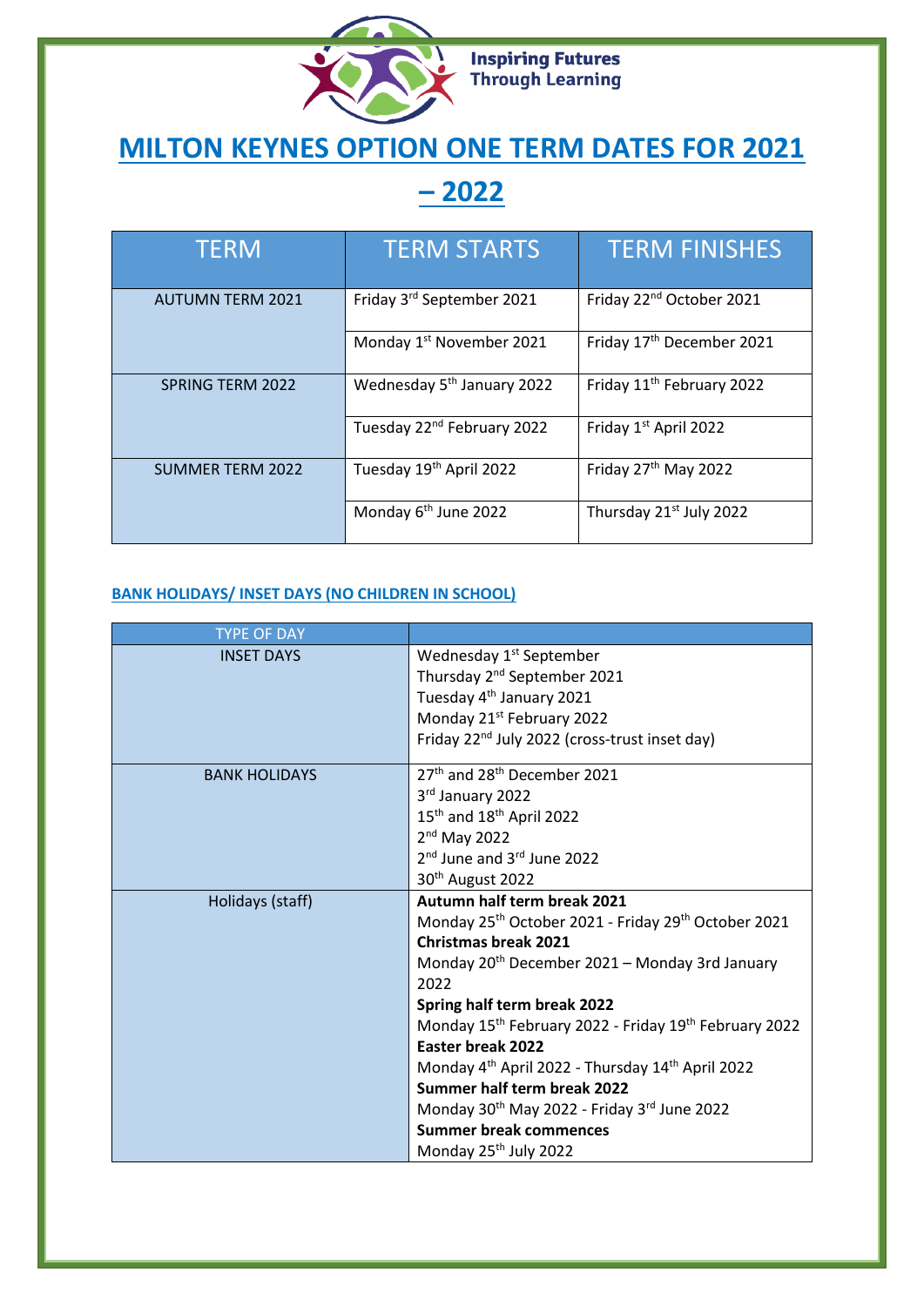Inspiring Futures Through Learning

# MILTON KEYNES OPTION ONE TERM DATES FOR 2021 – 2022

| TERM | TERM STARTS | TERM FINISHES |
|---|---|---|
| AUTUMN TERM 2021 | Friday 3rd September 2021 | Friday 22nd October 2021 |
| | Monday 1st November 2021 | Friday 17th December 2021 |
| SPRING TERM 2022 | Wednesday 5th January 2022 | Friday 11th February 2022 |
| | Tuesday 22nd February 2022 | Friday 1st April 2022 |
| SUMMER TERM 2022 | Tuesday 19th April 2022 | Friday 27th May 2022 |
| | Monday 6th June 2022 | Thursday 21st July 2022 |

## BANK HOLIDAYS/ INSET DAYS (NO CHILDREN IN SCHOOL)

| TYPE OF DAY | |
|---|---|
| INSET DAYS | Wednesday 1st September<br>Thursday 2nd September 2021<br>Tuesday 4th January 2021<br>Monday 21st February 2022<br>Friday 22nd July 2022 (cross-trust inset day) |
| BANK HOLIDAYS | 27th and 28th December 2021<br>3rd January 2022<br>15th and 18th April 2022<br>2nd May 2022<br>2nd June and 3rd June 2022<br>30th August 2022 |
| Holidays (staff) | **Autumn half term break 2021**<br>Monday 25th October 2021 - Friday 29th October 2021<br>**Christmas break 2021**<br>Monday 20th December 2021 – Monday 3rd January 2022<br>**Spring half term break 2022**<br>Monday 15th February 2022 - Friday 19th February 2022<br>**Easter break 2022**<br>Monday 4th April 2022 - Thursday 14th April 2022<br>**Summer half term break 2022**<br>Monday 30th May 2022 - Friday 3rd June 2022<br>**Summer break commences**<br>Monday 25th July 2022 |